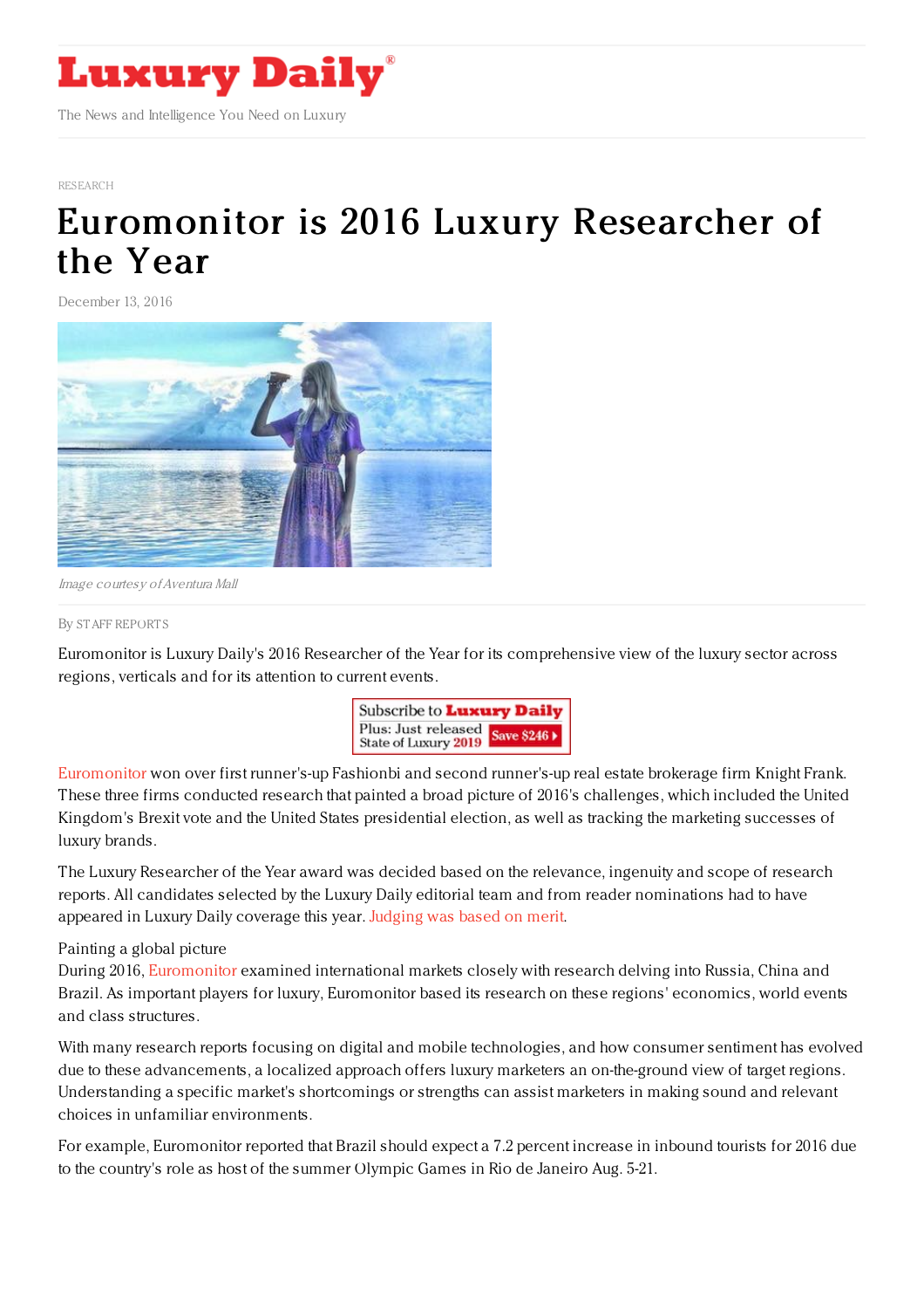RESEARCH

# Euromonitor is 2016 Luxury Researcher of the Year

December 13, 2016

*Image courtesy of Aventura Mall*

By STAFF REPORTS

Euromonitor is Luxury Daily's 2016 Researcher of the Year for its comprehensive view of the luxury sector across regions, verticals and for its attention to current events.

Euromonitor won over first runner's-up Fashionbi and second runner's-up real estate brokerage firm Knight Frank. These three firms conducted research that painted a broad picture of 2016's challenges, which included the United Kingdom's Brexit vote and the United States presidential election, as well as tracking the marketing successes of luxury brands.

The Luxury Researcher of the Year award was decided based on the relevance, ingenuity and scope of research reports. All candidates selected by the Luxury Daily editorial team and from reader nominations had to have appeared in Luxury Daily coverage this year. Judging was based on merit.

Painting a global picture

During 2016, Euromonitor examined international markets closely with research delving into Russia, China and Brazil. As important players for luxury, Euromonitor based its research on these regions' economics, world events and class structures.

With many research reports focusing on digital and mobile technologies, and how consumer sentiment has evolved due to these advancements, a localized approach offers luxury marketers an on-the-ground view of target regions. Understanding a specific market's shortcomings or strengths can assist marketers in making sound and relevant choices in unfamiliar environments.

For example, Euromonitor reported that Brazil should expect a 7.2 percent increase in inbound tourists for 2016 due to the country's role as host of the summer Olympic Games in Rio de Janeiro Aug. 5-21.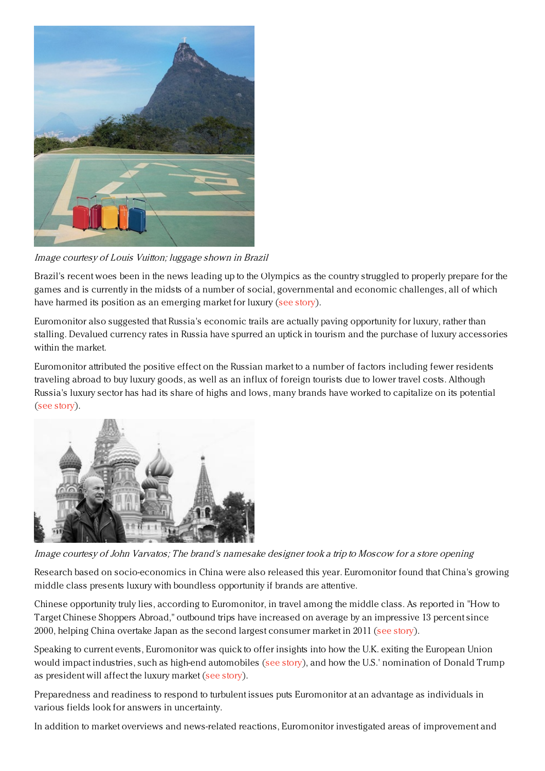*Image courtesy of Louis Vuitton; luggage shown in Brazil*

Brazil's recent woes been in the news leading up to the Olympics as the country struggled to properly prepare for the games and is currently in the midsts of a number of social, governmental and economic challenges, all of which have harmed its position as an emerging market for luxury (see story).

Euromonitor also suggested that Russia's economic trails are actually paving opportunity for luxury, rather than stalling. Devalued currency rates in Russia have spurred an uptick in tourism and the purchase of luxury accessories within the market.

Euromonitor attributed the positive effect on the Russian market to a number of factors including fewer residents traveling abroad to buy luxury goods, as well as an influx of foreign tourists due to lower travel costs. Although Russia's luxury sector has had its share of highs and lows, many brands have worked to capitalize on its potential (see story).

*Image courtesy of John Varvatos; The brand's namesake designer took a trip to Moscow for a store opening*

Research based on socio-economics in China were also released this year. Euromonitor found that China's growing middle class presents luxury with boundless opportunity if brands are attentive.

Chinese opportunity truly lies, according to Euromonitor, in travel among the middle class. As reported in "How to Target Chinese Shoppers Abroad," outbound trips have increased on average by an impressive 13 percent since 2000, helping China overtake Japan as the second largest consumer market in 2011 (see story).

Speaking to current events, Euromonitor was quick to offer insights into how the U.K. exiting the European Union would impact industries, such as high-end automobiles (see story), and how the U.S.' nomination of Donald Trump as president will affect the luxury market (see story).

Preparedness and readiness to respond to turbulent issues puts Euromonitor at an advantage as individuals in various fields look for answers in uncertainty.

In addition to market overviews and news-related reactions, Euromonitor investigated areas of improvement and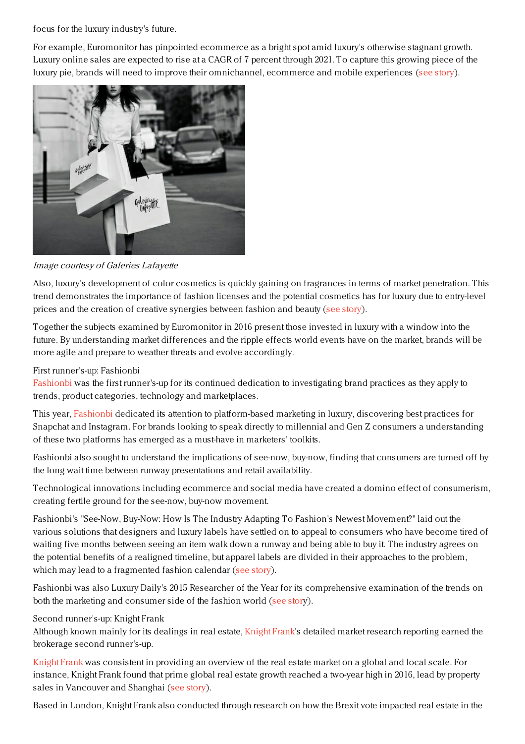focus for the luxury industry's future.

For example, Euromonitor has pinpointed ecommerce as a bright spot amid luxury's otherwise stagnant growth. Luxury online sales are expected to rise at a CAGR of 7 percent through 2021. To capture this growing piece of the luxury pie, brands will need to improve their omnichannel, ecommerce and mobile experiences (see story).

*Image courtesy of Galeries Lafayette*

Also, luxury's development of color cosmetics is quickly gaining on fragrances in terms of market penetration. This trend demonstrates the importance of fashion licenses and the potential cosmetics has for luxury due to entry-level prices and the creation of creative synergies between fashion and beauty (see story).

Together the subjects examined by Euromonitor in 2016 present those invested in luxury with a window into the future. By understanding market differences and the ripple effects world events have on the market, brands will be more agile and prepare to weather threats and evolve accordingly.

First runner's-up: Fashionbi
Fashionbi was the first runner's-up for its continued dedication to investigating brand practices as they apply to trends, product categories, technology and marketplaces.

This year, Fashionbi dedicated its attention to platform-based marketing in luxury, discovering best practices for Snapchat and Instagram. For brands looking to speak directly to millennial and Gen Z consumers a understanding of these two platforms has emerged as a must-have in marketers' toolkits.

Fashionbi also sought to understand the implications of see-now, buy-now, finding that consumers are turned off by the long wait time between runway presentations and retail availability.

Technological innovations including ecommerce and social media have created a domino effect of consumerism, creating fertile ground for the see-now, buy-now movement.

Fashionbi's "See-Now, Buy-Now: How Is The Industry Adapting To Fashion's Newest Movement?" laid out the various solutions that designers and luxury labels have settled on to appeal to consumers who have become tired of waiting five months between seeing an item walk down a runway and being able to buy it. The industry agrees on the potential benefits of a realigned timeline, but apparel labels are divided in their approaches to the problem, which may lead to a fragmented fashion calendar (see story).

Fashionbi was also Luxury Daily's 2015 Researcher of the Year for its comprehensive examination of the trends on both the marketing and consumer side of the fashion world (see story).

Second runner's-up: Knight Frank
Although known mainly for its dealings in real estate, Knight Frank's detailed market research reporting earned the brokerage second runner's-up.

Knight Frank was consistent in providing an overview of the real estate market on a global and local scale. For instance, Knight Frank found that prime global real estate growth reached a two-year high in 2016, lead by property sales in Vancouver and Shanghai (see story).

Based in London, Knight Frank also conducted through research on how the Brexit vote impacted real estate in the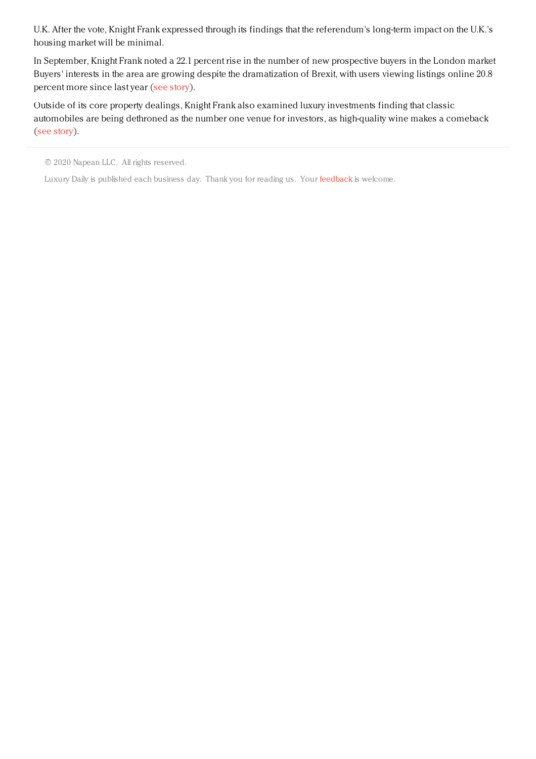U.K. After the vote, Knight Frank expressed through its findings that the referendum's long-term impact on the U.K.'s housing market will be minimal.

In September, Knight Frank noted a 22.1 percent rise in the number of new prospective buyers in the London market Buyers' interests in the area are growing despite the dramatization of Brexit, with users viewing listings online 20.8 percent more since last year (see story).

Outside of its core property dealings, Knight Frank also examined luxury investments finding that classic automobiles are being dethroned as the number one venue for investors, as high-quality wine makes a comeback (see story).

© 2020 Napean LLC. All rights reserved.

Luxury Daily is published each business day. Thank you for reading us. Your feedback is welcome.